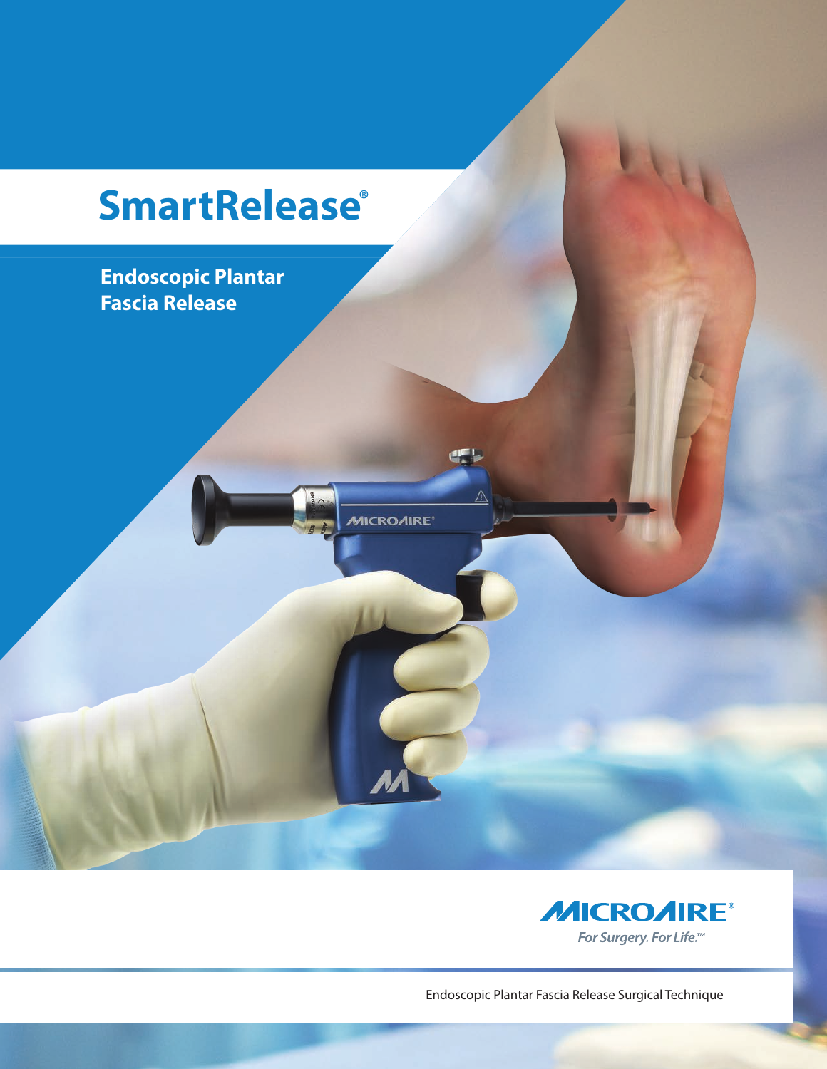# SmartRelease®

## Endoscopic Plantar Fascia Release

MICROAIRE®

*For Surgery. For Life.™*

Endoscopic Plantar Fascia Release Surgical Technique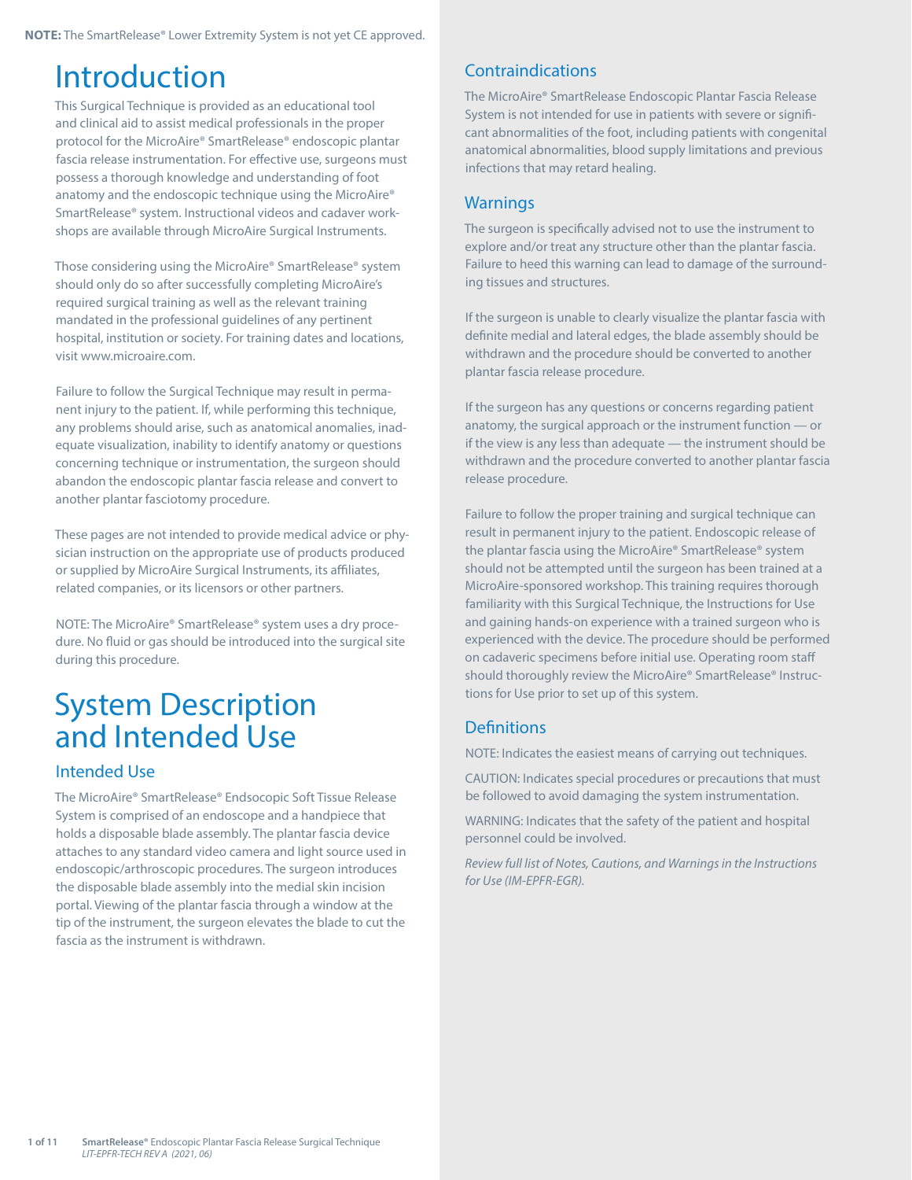**NOTE:** The SmartRelease® Lower Extremity System is not yet CE approved.

# Introduction

This Surgical Technique is provided as an educational tool and clinical aid to assist medical professionals in the proper protocol for the MicroAire® SmartRelease® endoscopic plantar fascia release instrumentation. For effective use, surgeons must possess a thorough knowledge and understanding of foot anatomy and the endoscopic technique using the MicroAire® SmartRelease® system. Instructional videos and cadaver workshops are available through MicroAire Surgical Instruments.

Those considering using the MicroAire® SmartRelease® system should only do so after successfully completing MicroAire's required surgical training as well as the relevant training mandated in the professional guidelines of any pertinent hospital, institution or society. For training dates and locations, visit www.microaire.com.

Failure to follow the Surgical Technique may result in permanent injury to the patient. If, while performing this technique, any problems should arise, such as anatomical anomalies, inadequate visualization, inability to identify anatomy or questions concerning technique or instrumentation, the surgeon should abandon the endoscopic plantar fascia release and convert to another plantar fasciotomy procedure.

These pages are not intended to provide medical advice or physician instruction on the appropriate use of products produced or supplied by MicroAire Surgical Instruments, its affiliates, related companies, or its licensors or other partners.

NOTE: The MicroAire® SmartRelease® system uses a dry procedure. No fluid or gas should be introduced into the surgical site during this procedure.

# System Description and Intended Use

## Intended Use

The MicroAire® SmartRelease® Endsocopic Soft Tissue Release System is comprised of an endoscope and a handpiece that holds a disposable blade assembly. The plantar fascia device attaches to any standard video camera and light source used in endoscopic/arthroscopic procedures. The surgeon introduces the disposable blade assembly into the medial skin incision portal. Viewing of the plantar fascia through a window at the tip of the instrument, the surgeon elevates the blade to cut the fascia as the instrument is withdrawn.

## Contraindications

The MicroAire® SmartRelease Endoscopic Plantar Fascia Release System is not intended for use in patients with severe or significant abnormalities of the foot, including patients with congenital anatomical abnormalities, blood supply limitations and previous infections that may retard healing.

## Warnings

The surgeon is specifically advised not to use the instrument to explore and/or treat any structure other than the plantar fascia. Failure to heed this warning can lead to damage of the surrounding tissues and structures.

If the surgeon is unable to clearly visualize the plantar fascia with definite medial and lateral edges, the blade assembly should be withdrawn and the procedure should be converted to another plantar fascia release procedure.

If the surgeon has any questions or concerns regarding patient anatomy, the surgical approach or the instrument function — or if the view is any less than adequate — the instrument should be withdrawn and the procedure converted to another plantar fascia release procedure.

Failure to follow the proper training and surgical technique can result in permanent injury to the patient. Endoscopic release of the plantar fascia using the MicroAire® SmartRelease® system should not be attempted until the surgeon has been trained at a MicroAire-sponsored workshop. This training requires thorough familiarity with this Surgical Technique, the Instructions for Use and gaining hands-on experience with a trained surgeon who is experienced with the device. The procedure should be performed on cadaveric specimens before initial use. Operating room staff should thoroughly review the MicroAire® SmartRelease® Instructions for Use prior to set up of this system.

## Definitions

NOTE: Indicates the easiest means of carrying out techniques.

CAUTION: Indicates special procedures or precautions that must be followed to avoid damaging the system instrumentation.

WARNING: Indicates that the safety of the patient and hospital personnel could be involved.

*Review full list of Notes, Cautions, and Warnings in the Instructions for Use (IM-EPFR-EGR).*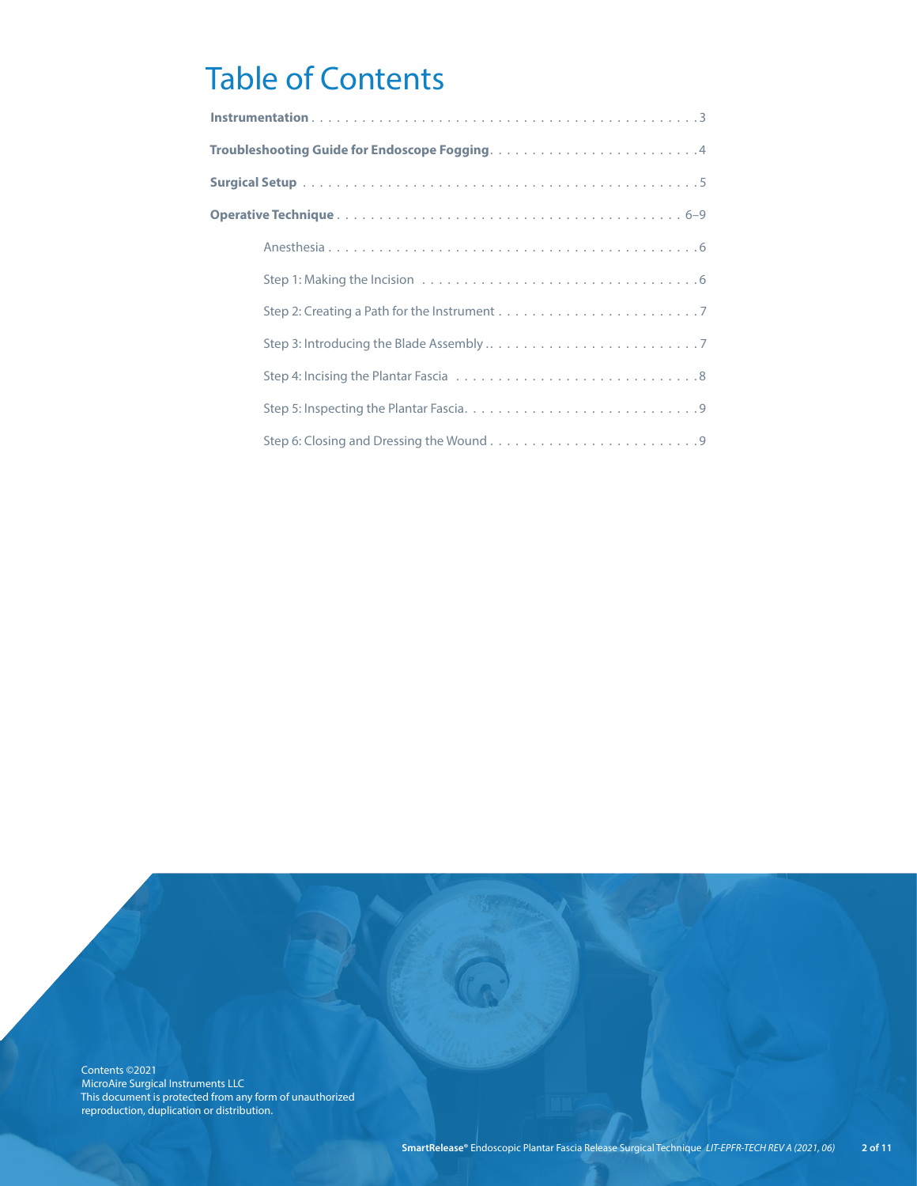# Table of Contents

**Instrumentation** . . . . . . . . . . . . . . . . . . . . . . . . . . . . . . . . . . . . . . . . . . . . . 3

**Troubleshooting Guide for Endoscope Fogging** . . . . . . . . . . . . . . . . . . . . . . . . . 4

**Surgical Setup** . . . . . . . . . . . . . . . . . . . . . . . . . . . . . . . . . . . . . . . . . . . . . 5

**Operative Technique** . . . . . . . . . . . . . . . . . . . . . . . . . . . . . . . . . . . . . . . . 6–9

- Anesthesia . . . . . . . . . . . . . . . . . . . . . . . . . . . . . . . . . . . . . . . . . . . . 6
- Step 1: Making the Incision . . . . . . . . . . . . . . . . . . . . . . . . . . . . . . . . . 6
- Step 2: Creating a Path for the Instrument . . . . . . . . . . . . . . . . . . . . . . . . 7
- Step 3: Introducing the Blade Assembly . . . . . . . . . . . . . . . . . . . . . . . . . . 7
- Step 4: Incising the Plantar Fascia . . . . . . . . . . . . . . . . . . . . . . . . . . . . . 8
- Step 5: Inspecting the Plantar Fascia . . . . . . . . . . . . . . . . . . . . . . . . . . . 9
- Step 6: Closing and Dressing the Wound . . . . . . . . . . . . . . . . . . . . . . . . . 9

Contents ©2021
MicroAire Surgical Instruments LLC
This document is protected from any form of unauthorized reproduction, duplication or distribution.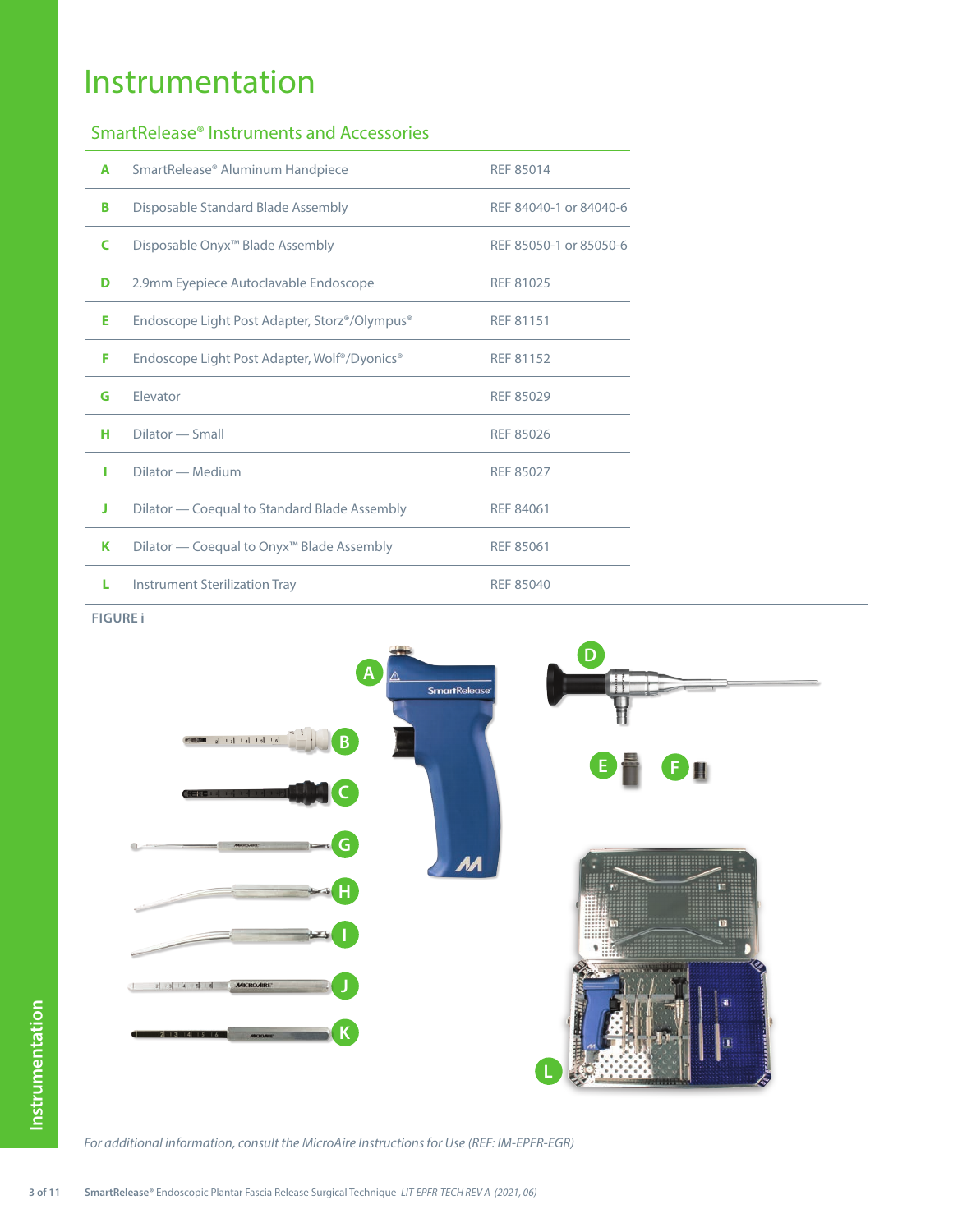# Instrumentation

## SmartRelease® Instruments and Accessories

| | | |
|---|---|---|
| **A** | SmartRelease® Aluminum Handpiece | REF 85014 |
| **B** | Disposable Standard Blade Assembly | REF 84040-1 or 84040-6 |
| **C** | Disposable Onyx™ Blade Assembly | REF 85050-1 or 85050-6 |
| **D** | 2.9mm Eyepiece Autoclavable Endoscope | REF 81025 |
| **E** | Endoscope Light Post Adapter, Storz®/Olympus® | REF 81151 |
| **F** | Endoscope Light Post Adapter, Wolf®/Dyonics® | REF 81152 |
| **G** | Elevator | REF 85029 |
| **H** | Dilator — Small | REF 85026 |
| **I** | Dilator — Medium | REF 85027 |
| **J** | Dilator — Coequal to Standard Blade Assembly | REF 84061 |
| **K** | Dilator — Coequal to Onyx™ Blade Assembly | REF 85061 |
| **L** | Instrument Sterilization Tray | REF 85040 |

**FIGURE i**

A
B
C
D
E
F
G
H
I
J
K
L

*For additional information, consult the MicroAire Instructions for Use (REF: IM-EPFR-EGR)*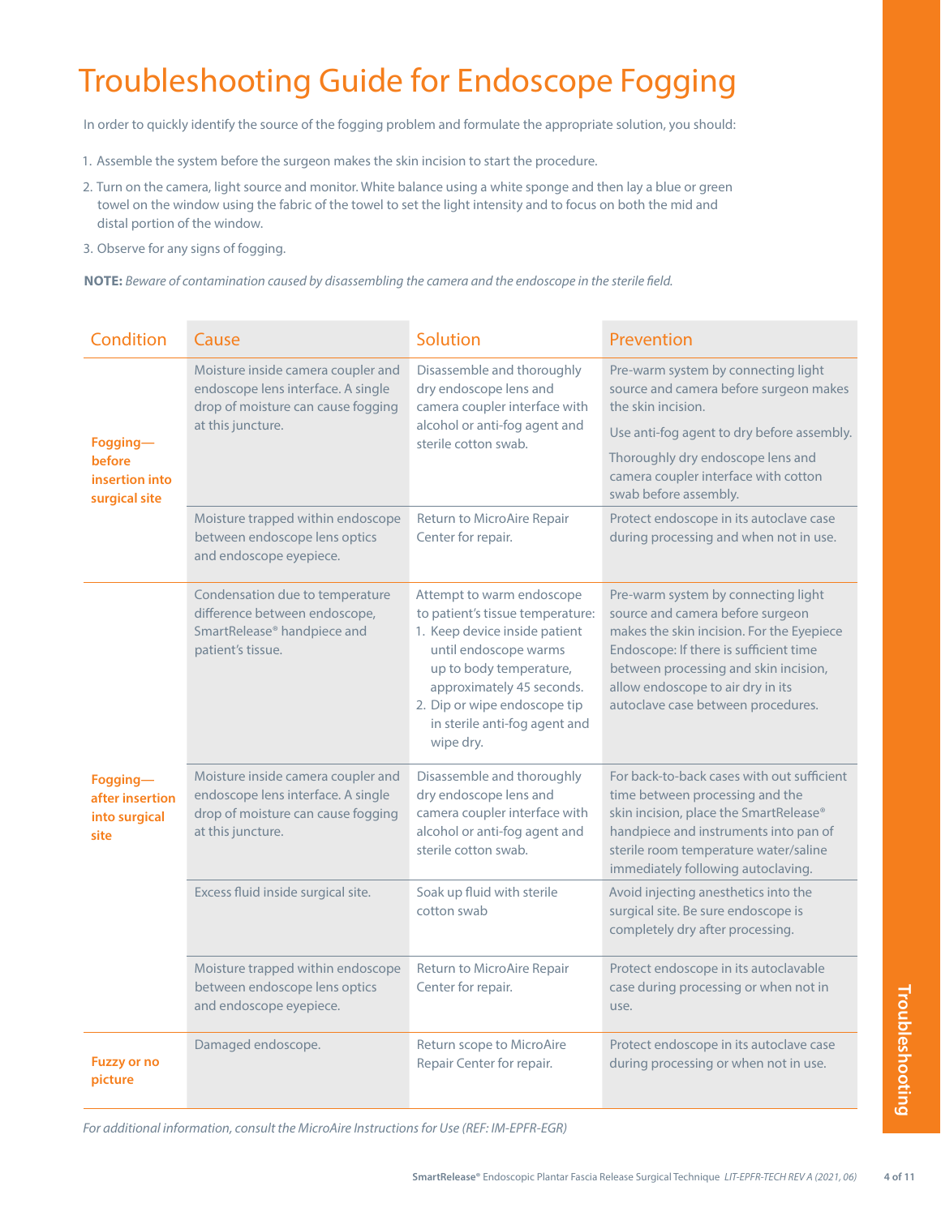# Troubleshooting Guide for Endoscope Fogging

In order to quickly identify the source of the fogging problem and formulate the appropriate solution, you should:

1. Assemble the system before the surgeon makes the skin incision to start the procedure.
2. Turn on the camera, light source and monitor. White balance using a white sponge and then lay a blue or green towel on the window using the fabric of the towel to set the light intensity and to focus on both the mid and distal portion of the window.
3. Observe for any signs of fogging.

**NOTE:** *Beware of contamination caused by disassembling the camera and the endoscope in the sterile field.*

| Condition | Cause | Solution | Prevention |
|---|---|---|---|
| **Fogging—before insertion into surgical site** | Moisture inside camera coupler and endoscope lens interface. A single drop of moisture can cause fogging at this juncture. | Disassemble and thoroughly dry endoscope lens and camera coupler interface with alcohol or anti-fog agent and sterile cotton swab. | Pre-warm system by connecting light source and camera before surgeon makes the skin incision. Use anti-fog agent to dry before assembly. Thoroughly dry endoscope lens and camera coupler interface with cotton swab before assembly. |
| | Moisture trapped within endoscope between endoscope lens optics and endoscope eyepiece. | Return to MicroAire Repair Center for repair. | Protect endoscope in its autoclave case during processing and when not in use. |
| **Fogging—after insertion into surgical site** | Condensation due to temperature difference between endoscope, SmartRelease® handpiece and patient's tissue. | Attempt to warm endoscope to patient's tissue temperature: 1. Keep device inside patient until endoscope warms up to body temperature, approximately 45 seconds. 2. Dip or wipe endoscope tip in sterile anti-fog agent and wipe dry. | Pre-warm system by connecting light source and camera before surgeon makes the skin incision. For the Eyepiece Endoscope: If there is sufficient time between processing and skin incision, allow endoscope to air dry in its autoclave case between procedures. |
| | Moisture inside camera coupler and endoscope lens interface. A single drop of moisture can cause fogging at this juncture. | Disassemble and thoroughly dry endoscope lens and camera coupler interface with alcohol or anti-fog agent and sterile cotton swab. | For back-to-back cases with out sufficient time between processing and the skin incision, place the SmartRelease® handpiece and instruments into pan of sterile room temperature water/saline immediately following autoclaving. |
| | Excess fluid inside surgical site. | Soak up fluid with sterile cotton swab | Avoid injecting anesthetics into the surgical site. Be sure endoscope is completely dry after processing. |
| | Moisture trapped within endoscope between endoscope lens optics and endoscope eyepiece. | Return to MicroAire Repair Center for repair. | Protect endoscope in its autoclavable case during processing or when not in use. |
| **Fuzzy or no picture** | Damaged endoscope. | Return scope to MicroAire Repair Center for repair. | Protect endoscope in its autoclave case during processing or when not in use. |

*For additional information, consult the MicroAire Instructions for Use (REF: IM-EPFR-EGR)*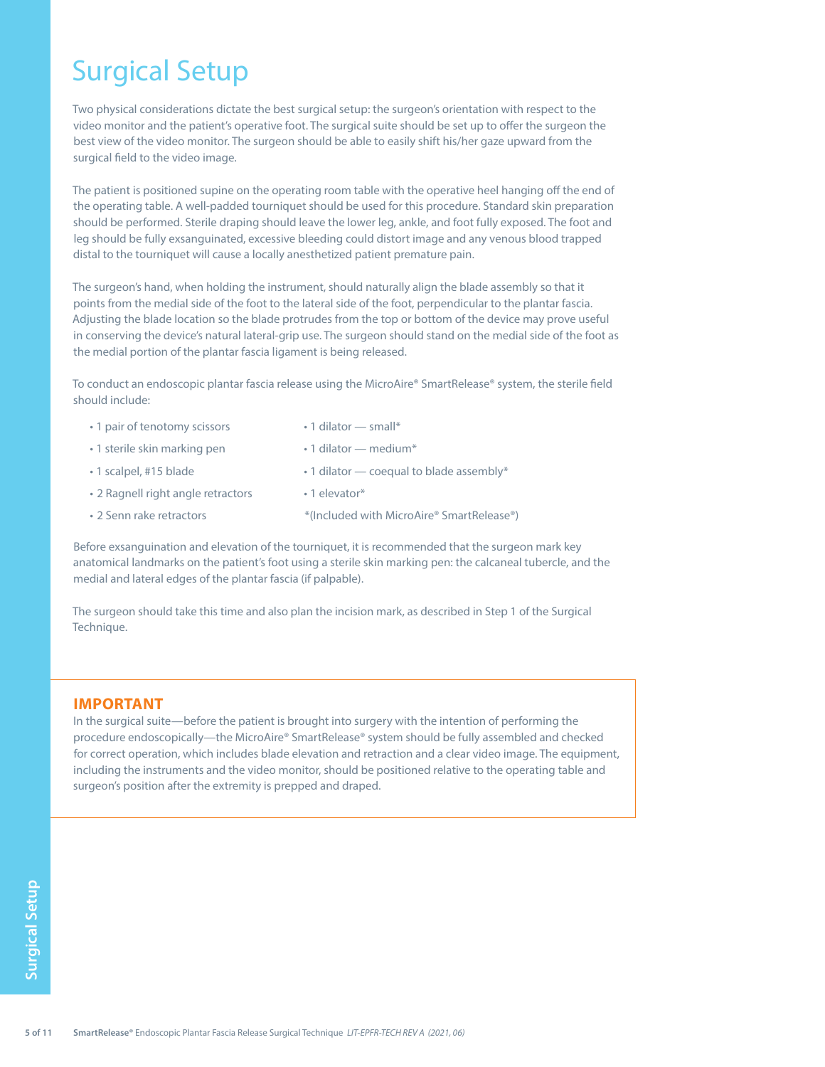# Surgical Setup

Two physical considerations dictate the best surgical setup: the surgeon's orientation with respect to the video monitor and the patient's operative foot. The surgical suite should be set up to offer the surgeon the best view of the video monitor. The surgeon should be able to easily shift his/her gaze upward from the surgical field to the video image.

The patient is positioned supine on the operating room table with the operative heel hanging off the end of the operating table. A well-padded tourniquet should be used for this procedure. Standard skin preparation should be performed. Sterile draping should leave the lower leg, ankle, and foot fully exposed. The foot and leg should be fully exsanguinated, excessive bleeding could distort image and any venous blood trapped distal to the tourniquet will cause a locally anesthetized patient premature pain.

The surgeon's hand, when holding the instrument, should naturally align the blade assembly so that it points from the medial side of the foot to the lateral side of the foot, perpendicular to the plantar fascia. Adjusting the blade location so the blade protrudes from the top or bottom of the device may prove useful in conserving the device's natural lateral-grip use. The surgeon should stand on the medial side of the foot as the medial portion of the plantar fascia ligament is being released.

To conduct an endoscopic plantar fascia release using the MicroAire® SmartRelease® system, the sterile field should include:

- 1 pair of tenotomy scissors
- 1 sterile skin marking pen
- 1 scalpel, #15 blade
- 2 Ragnell right angle retractors
- 2 Senn rake retractors
- 1 dilator — small*
- 1 dilator — medium*
- 1 dilator — coequal to blade assembly*
- 1 elevator*

*(Included with MicroAire® SmartRelease®)

Before exsanguination and elevation of the tourniquet, it is recommended that the surgeon mark key anatomical landmarks on the patient's foot using a sterile skin marking pen: the calcaneal tubercle, and the medial and lateral edges of the plantar fascia (if palpable).

The surgeon should take this time and also plan the incision mark, as described in Step 1 of the Surgical Technique.

**IMPORTANT**

In the surgical suite—before the patient is brought into surgery with the intention of performing the procedure endoscopically—the MicroAire® SmartRelease® system should be fully assembled and checked for correct operation, which includes blade elevation and retraction and a clear video image. The equipment, including the instruments and the video monitor, should be positioned relative to the operating table and surgeon's position after the extremity is prepped and draped.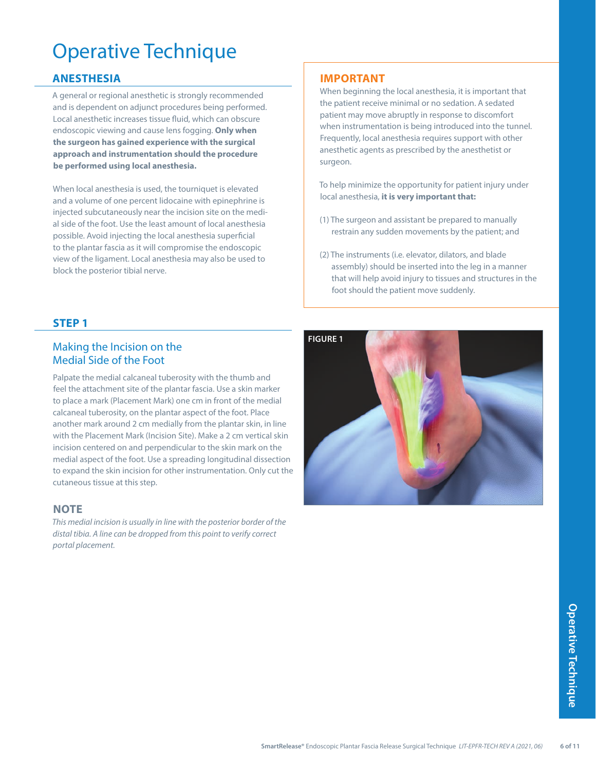# Operative Technique

## ANESTHESIA

A general or regional anesthetic is strongly recommended and is dependent on adjunct procedures being performed. Local anesthetic increases tissue fluid, which can obscure endoscopic viewing and cause lens fogging. **Only when the surgeon has gained experience with the surgical approach and instrumentation should the procedure be performed using local anesthesia.**

When local anesthesia is used, the tourniquet is elevated and a volume of one percent lidocaine with epinephrine is injected subcutaneously near the incision site on the medial side of the foot. Use the least amount of local anesthesia possible. Avoid injecting the local anesthesia superficial to the plantar fascia as it will compromise the endoscopic view of the ligament. Local anesthesia may also be used to block the posterior tibial nerve.

## IMPORTANT

When beginning the local anesthesia, it is important that the patient receive minimal or no sedation. A sedated patient may move abruptly in response to discomfort when instrumentation is being introduced into the tunnel. Frequently, local anesthesia requires support with other anesthetic agents as prescribed by the anesthetist or surgeon.

To help minimize the opportunity for patient injury under local anesthesia, **it is very important that:**

(1) The surgeon and assistant be prepared to manually restrain any sudden movements by the patient; and

(2) The instruments (i.e. elevator, dilators, and blade assembly) should be inserted into the leg in a manner that will help avoid injury to tissues and structures in the foot should the patient move suddenly.

## STEP 1

### Making the Incision on the Medial Side of the Foot

Palpate the medial calcaneal tuberosity with the thumb and feel the attachment site of the plantar fascia. Use a skin marker to place a mark (Placement Mark) one cm in front of the medial calcaneal tuberosity, on the plantar aspect of the foot. Place another mark around 2 cm medially from the plantar skin, in line with the Placement Mark (Incision Site). Make a 2 cm vertical skin incision centered on and perpendicular to the skin mark on the medial aspect of the foot. Use a spreading longitudinal dissection to expand the skin incision for other instrumentation. Only cut the cutaneous tissue at this step.

## NOTE

*This medial incision is usually in line with the posterior border of the distal tibia. A line can be dropped from this point to verify correct portal placement.*

FIGURE 1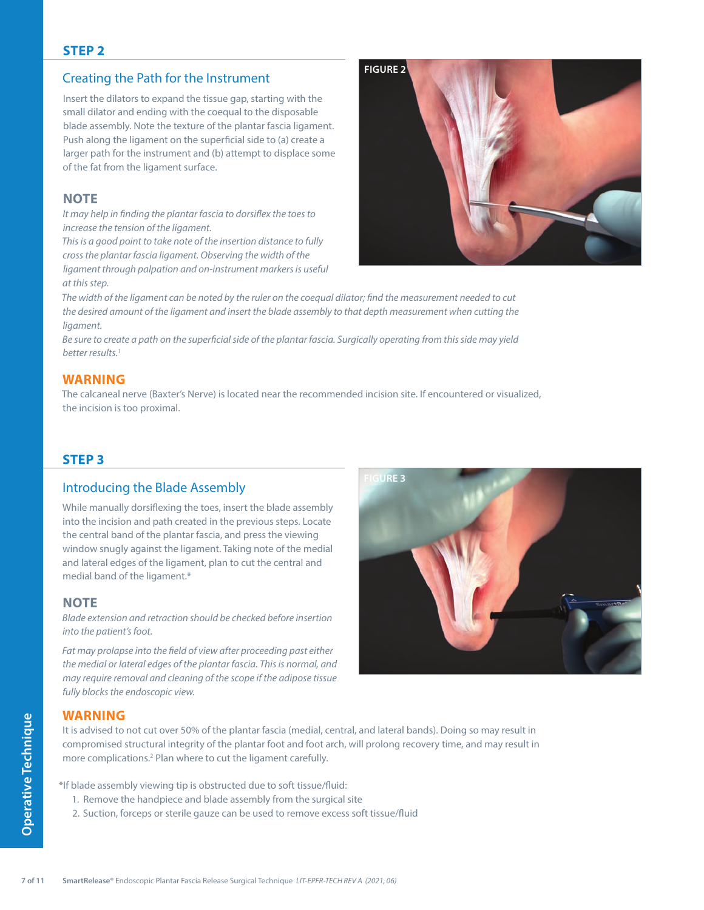## STEP 2

### Creating the Path for the Instrument

Insert the dilators to expand the tissue gap, starting with the small dilator and ending with the coequal to the disposable blade assembly. Note the texture of the plantar fascia ligament. Push along the ligament on the superficial side to (a) create a larger path for the instrument and (b) attempt to displace some of the fat from the ligament surface.

FIGURE 2

#### NOTE

*It may help in finding the plantar fascia to dorsiflex the toes to increase the tension of the ligament.*

*This is a good point to take note of the insertion distance to fully cross the plantar fascia ligament. Observing the width of the ligament through palpation and on-instrument markers is useful at this step.*

*The width of the ligament can be noted by the ruler on the coequal dilator; find the measurement needed to cut the desired amount of the ligament and insert the blade assembly to that depth measurement when cutting the ligament.*

*Be sure to create a path on the superficial side of the plantar fascia. Surgically operating from this side may yield better results.[1]*

#### WARNING

The calcaneal nerve (Baxter's Nerve) is located near the recommended incision site. If encountered or visualized, the incision is too proximal.

## STEP 3

### Introducing the Blade Assembly

While manually dorsiflexing the toes, insert the blade assembly into the incision and path created in the previous steps. Locate the central band of the plantar fascia, and press the viewing window snugly against the ligament. Taking note of the medial and lateral edges of the ligament, plan to cut the central and medial band of the ligament.*

FIGURE 3

#### NOTE

*Blade extension and retraction should be checked before insertion into the patient's foot.*

*Fat may prolapse into the field of view after proceeding past either the medial or lateral edges of the plantar fascia. This is normal, and may require removal and cleaning of the scope if the adipose tissue fully blocks the endoscopic view.*

#### WARNING

It is advised to not cut over 50% of the plantar fascia (medial, central, and lateral bands). Doing so may result in compromised structural integrity of the plantar foot and foot arch, will prolong recovery time, and may result in more complications.[2] Plan where to cut the ligament carefully.

*If blade assembly viewing tip is obstructed due to soft tissue/fluid:

1. Remove the handpiece and blade assembly from the surgical site
2. Suction, forceps or sterile gauze can be used to remove excess soft tissue/fluid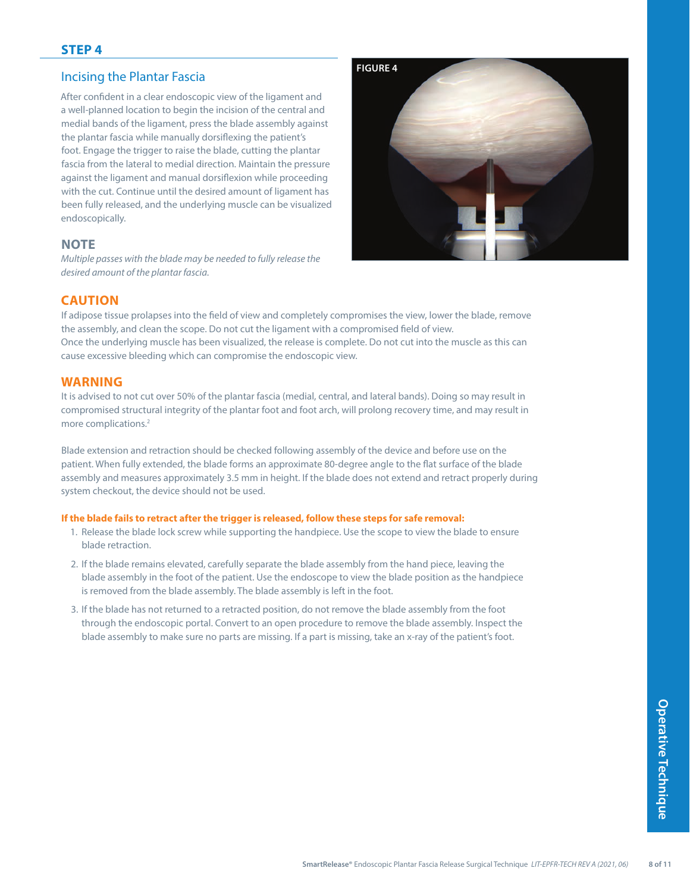## STEP 4

### Incising the Plantar Fascia

After confident in a clear endoscopic view of the ligament and a well-planned location to begin the incision of the central and medial bands of the ligament, press the blade assembly against the plantar fascia while manually dorsiflexing the patient's foot. Engage the trigger to raise the blade, cutting the plantar fascia from the lateral to medial direction. Maintain the pressure against the ligament and manual dorsiflexion while proceeding with the cut. Continue until the desired amount of ligament has been fully released, and the underlying muscle can be visualized endoscopically.

FIGURE 4

### NOTE

*Multiple passes with the blade may be needed to fully release the desired amount of the plantar fascia.*

### CAUTION

If adipose tissue prolapses into the field of view and completely compromises the view, lower the blade, remove the assembly, and clean the scope. Do not cut the ligament with a compromised field of view.
Once the underlying muscle has been visualized, the release is complete. Do not cut into the muscle as this can cause excessive bleeding which can compromise the endoscopic view.

### WARNING

It is advised to not cut over 50% of the plantar fascia (medial, central, and lateral bands). Doing so may result in compromised structural integrity of the plantar foot and foot arch, will prolong recovery time, and may result in more complications.[2]

Blade extension and retraction should be checked following assembly of the device and before use on the patient. When fully extended, the blade forms an approximate 80-degree angle to the flat surface of the blade assembly and measures approximately 3.5 mm in height. If the blade does not extend and retract properly during system checkout, the device should not be used.

**If the blade fails to retract after the trigger is released, follow these steps for safe removal:**

1. Release the blade lock screw while supporting the handpiece. Use the scope to view the blade to ensure blade retraction.
2. If the blade remains elevated, carefully separate the blade assembly from the hand piece, leaving the blade assembly in the foot of the patient. Use the endoscope to view the blade position as the handpiece is removed from the blade assembly. The blade assembly is left in the foot.
3. If the blade has not returned to a retracted position, do not remove the blade assembly from the foot through the endoscopic portal. Convert to an open procedure to remove the blade assembly. Inspect the blade assembly to make sure no parts are missing. If a part is missing, take an x-ray of the patient's foot.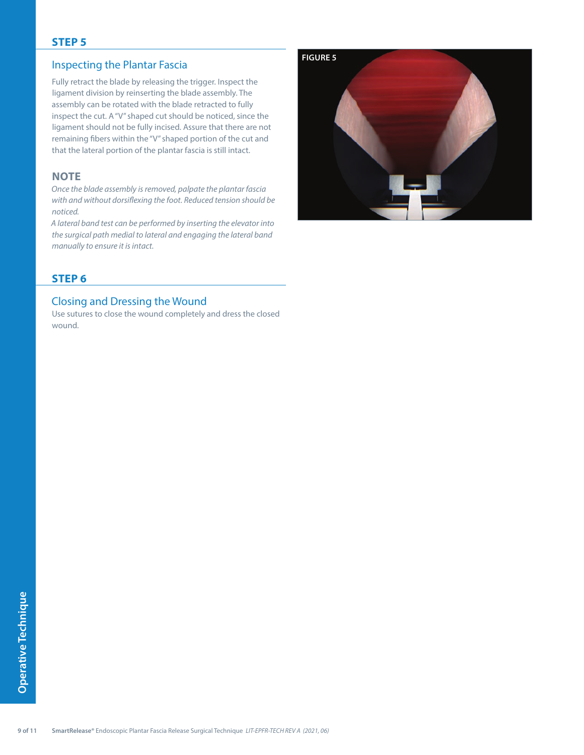## STEP 5

### Inspecting the Plantar Fascia

Fully retract the blade by releasing the trigger. Inspect the ligament division by reinserting the blade assembly. The assembly can be rotated with the blade retracted to fully inspect the cut. A "V" shaped cut should be noticed, since the ligament should not be fully incised. Assure that there are not remaining fibers within the "V" shaped portion of the cut and that the lateral portion of the plantar fascia is still intact.

### NOTE

*Once the blade assembly is removed, palpate the plantar fascia with and without dorsiflexing the foot. Reduced tension should be noticed.*

*A lateral band test can be performed by inserting the elevator into the surgical path medial to lateral and engaging the lateral band manually to ensure it is intact.*

FIGURE 5

## STEP 6

### Closing and Dressing the Wound

Use sutures to close the wound completely and dress the closed wound.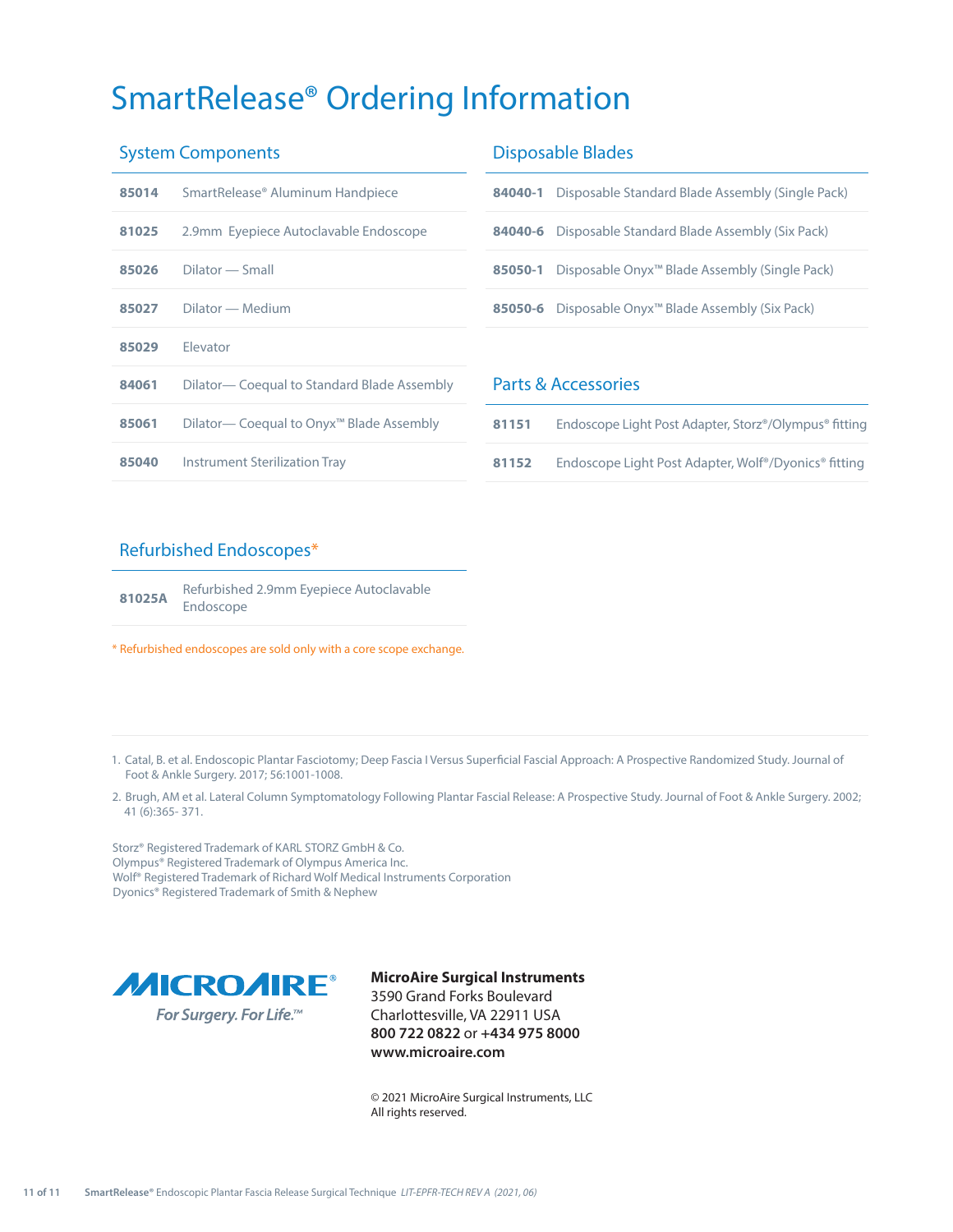# SmartRelease® Ordering Information

## System Components

| | |
|---|---|
| **85014** | SmartRelease® Aluminum Handpiece |
| **81025** | 2.9mm Eyepiece Autoclavable Endoscope |
| **85026** | Dilator — Small |
| **85027** | Dilator — Medium |
| **85029** | Elevator |
| **84061** | Dilator— Coequal to Standard Blade Assembly |
| **85061** | Dilator— Coequal to Onyx™ Blade Assembly |
| **85040** | Instrument Sterilization Tray |

## Disposable Blades

| | |
|---|---|
| **84040-1** | Disposable Standard Blade Assembly (Single Pack) |
| **84040-6** | Disposable Standard Blade Assembly (Six Pack) |
| **85050-1** | Disposable Onyx™ Blade Assembly (Single Pack) |
| **85050-6** | Disposable Onyx™ Blade Assembly (Six Pack) |

## Parts & Accessories

| | |
|---|---|
| **81151** | Endoscope Light Post Adapter, Storz®/Olympus® fitting |
| **81152** | Endoscope Light Post Adapter, Wolf®/Dyonics® fitting |

## Refurbished Endoscopes*

| | |
|---|---|
| **81025A** | Refurbished 2.9mm Eyepiece Autoclavable Endoscope |

* Refurbished endoscopes are sold only with a core scope exchange.

1. Catal, B. et al. Endoscopic Plantar Fasciotomy; Deep Fascia I Versus Superficial Fascial Approach: A Prospective Randomized Study. Journal of Foot & Ankle Surgery. 2017; 56:1001-1008.
2. Brugh, AM et al. Lateral Column Symptomatology Following Plantar Fascial Release: A Prospective Study. Journal of Foot & Ankle Surgery. 2002; 41 (6):365- 371.

Storz® Registered Trademark of KARL STORZ GmbH & Co.
Olympus® Registered Trademark of Olympus America Inc.
Wolf® Registered Trademark of Richard Wolf Medical Instruments Corporation
Dyonics® Registered Trademark of Smith & Nephew

MICROAIRE®
*For Surgery. For Life.™*

**MicroAire Surgical Instruments**
3590 Grand Forks Boulevard
Charlottesville, VA 22911 USA
**800 722 0822** or **+434 975 8000**
**www.microaire.com**

© 2021 MicroAire Surgical Instruments, LLC
All rights reserved.